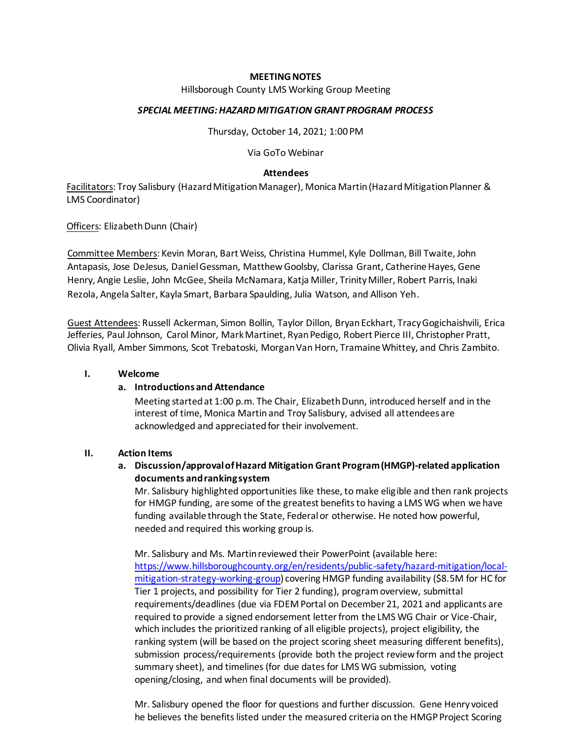**MEETING NOTES**

Hillsborough County LMS Working Group Meeting

***SPECIAL MEETING: HAZARD MITIGATION GRANT PROGRAM PROCESS***

Thursday, October 14, 2021; 1:00 PM

Via GoTo Webinar

**Attendees**

Facilitators: Troy Salisbury (Hazard Mitigation Manager), Monica Martin (Hazard Mitigation Planner & LMS Coordinator)

Officers: Elizabeth Dunn (Chair)

Committee Members: Kevin Moran, Bart Weiss, Christina Hummel, Kyle Dollman, Bill Twaite, John Antapasis, Jose DeJesus, Daniel Gessman, Matthew Goolsby, Clarissa Grant, Catherine Hayes, Gene Henry, Angie Leslie, John McGee, Sheila McNamara, Katja Miller, Trinity Miller, Robert Parris, Inaki Rezola, Angela Salter, Kayla Smart, Barbara Spaulding, Julia Watson, and Allison Yeh.

Guest Attendees: Russell Ackerman, Simon Bollin, Taylor Dillon, Bryan Eckhart, Tracy Gogichaishvili, Erica Jefferies, Paul Johnson, Carol Minor, Mark Martinet, Ryan Pedigo, Robert Pierce III, Christopher Pratt, Olivia Ryall, Amber Simmons, Scot Trebatoski, Morgan Van Horn, Tramaine Whittey, and Chris Zambito.

**I. Welcome**

**a. Introductions and Attendance**

Meeting started at 1:00 p.m. The Chair, Elizabeth Dunn, introduced herself and in the interest of time, Monica Martin and Troy Salisbury, advised all attendees are acknowledged and appreciated for their involvement.

**II. Action Items**

**a. Discussion/approval of Hazard Mitigation Grant Program (HMGP)-related application documents and ranking system**

Mr. Salisbury highlighted opportunities like these, to make eligible and then rank projects for HMGP funding, are some of the greatest benefits to having a LMS WG when we have funding available through the State, Federal or otherwise. He noted how powerful, needed and required this working group is.

Mr. Salisbury and Ms. Martin reviewed their PowerPoint (available here: [https://www.hillsboroughcounty.org/en/residents/public-safety/hazard-mitigation/local-mitigation-strategy-working-group](https://www.hillsboroughcounty.org/en/residents/public-safety/hazard-mitigation/local-mitigation-strategy-working-group)) covering HMGP funding availability ($8.5M for HC for Tier 1 projects, and possibility for Tier 2 funding), program overview, submittal requirements/deadlines (due via FDEM Portal on December 21, 2021 and applicants are required to provide a signed endorsement letter from the LMS WG Chair or Vice-Chair, which includes the prioritized ranking of all eligible projects), project eligibility, the ranking system (will be based on the project scoring sheet measuring different benefits), submission process/requirements (provide both the project review form and the project summary sheet), and timelines (for due dates for LMS WG submission, voting opening/closing, and when final documents will be provided).

Mr. Salisbury opened the floor for questions and further discussion. Gene Henry voiced he believes the benefits listed under the measured criteria on the HMGP Project Scoring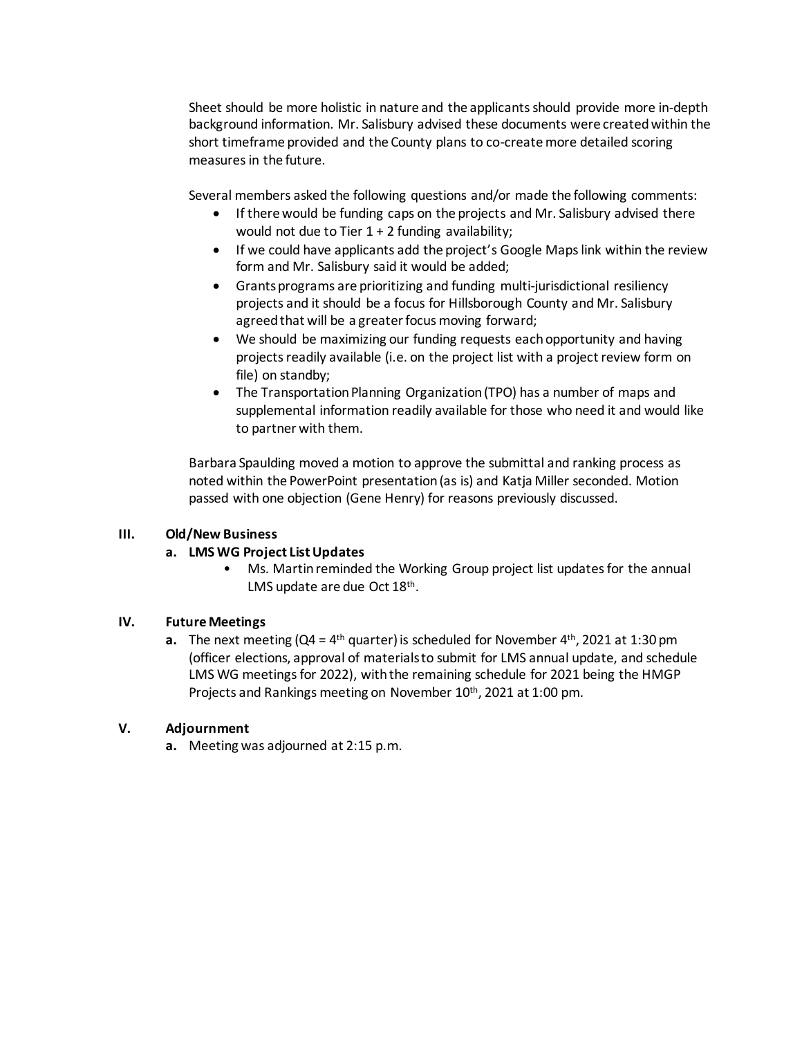Sheet should be more holistic in nature and the applicants should provide more in-depth background information. Mr. Salisbury advised these documents were created within the short timeframe provided and the County plans to co-create more detailed scoring measures in the future.

Several members asked the following questions and/or made the following comments:

- If there would be funding caps on the projects and Mr. Salisbury advised there would not due to Tier 1 + 2 funding availability;
- If we could have applicants add the project's Google Maps link within the review form and Mr. Salisbury said it would be added;
- Grants programs are prioritizing and funding multi-jurisdictional resiliency projects and it should be a focus for Hillsborough County and Mr. Salisbury agreed that will be a greater focus moving forward;
- We should be maximizing our funding requests each opportunity and having projects readily available (i.e. on the project list with a project review form on file) on standby;
- The Transportation Planning Organization (TPO) has a number of maps and supplemental information readily available for those who need it and would like to partner with them.

Barbara Spaulding moved a motion to approve the submittal and ranking process as noted within the PowerPoint presentation (as is) and Katja Miller seconded. Motion passed with one objection (Gene Henry) for reasons previously discussed.

## III. Old/New Business

### a. LMS WG Project List Updates

- Ms. Martin reminded the Working Group project list updates for the annual LMS update are due Oct 18th.

## IV. Future Meetings

**a.** The next meeting (Q4 = 4th quarter) is scheduled for November 4th, 2021 at 1:30 pm (officer elections, approval of materials to submit for LMS annual update, and schedule LMS WG meetings for 2022), with the remaining schedule for 2021 being the HMGP Projects and Rankings meeting on November 10th, 2021 at 1:00 pm.

## V. Adjournment

**a.** Meeting was adjourned at 2:15 p.m.